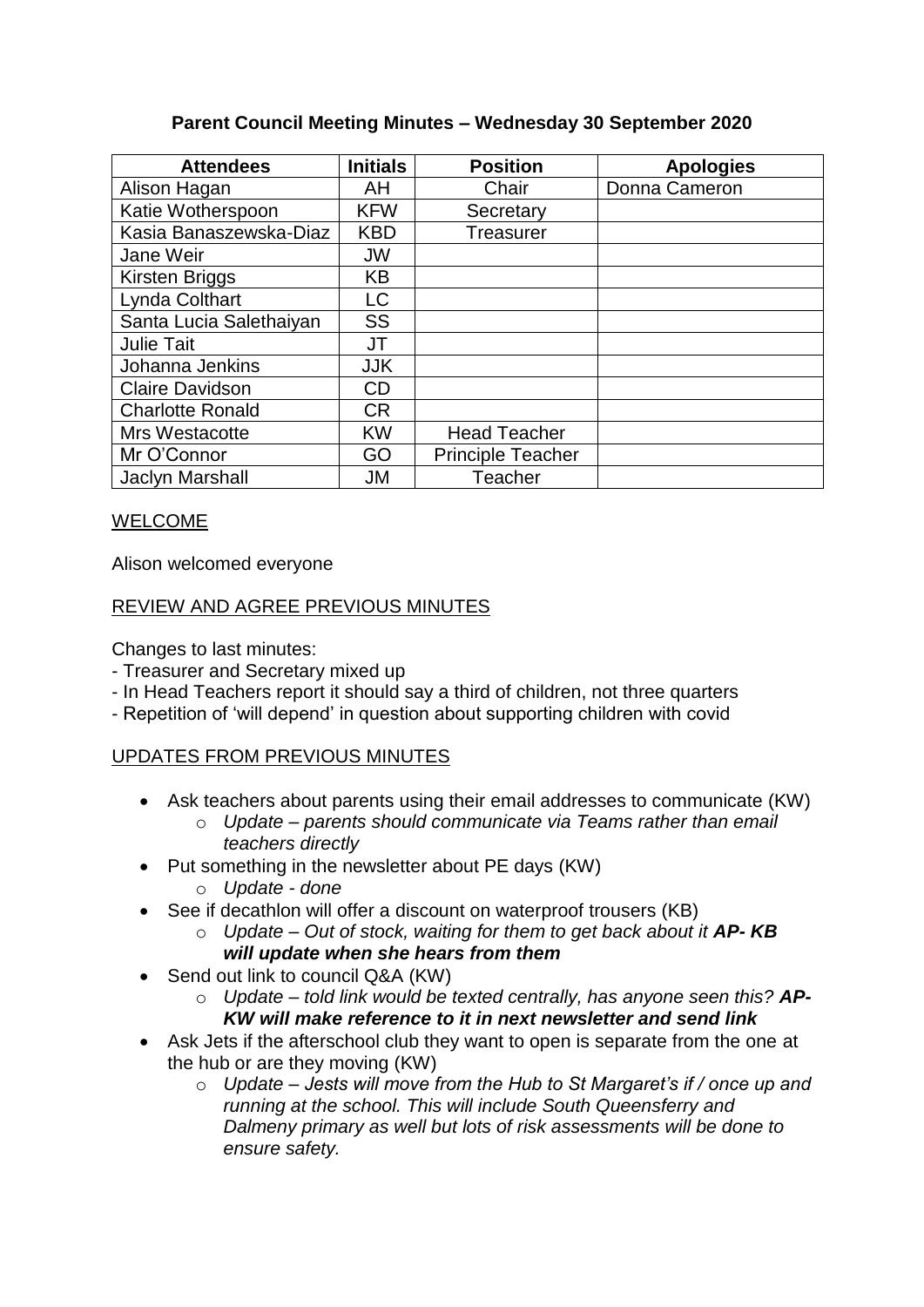**Parent Council Meeting Minutes – Wednesday 30 September 2020**

| Attendees | Initials | Position | Apologies |
|---|---|---|---|
| Alison Hagan | AH | Chair | Donna Cameron |
| Katie Wotherspoon | KFW | Secretary | |
| Kasia Banaszewska-Diaz | KBD | Treasurer | |
| Jane Weir | JW | | |
| Kirsten Briggs | KB | | |
| Lynda Colthart | LC | | |
| Santa Lucia Salethaiyan | SS | | |
| Julie Tait | JT | | |
| Johanna Jenkins | JJK | | |
| Claire Davidson | CD | | |
| Charlotte Ronald | CR | | |
| Mrs Westacotte | KW | Head Teacher | |
| Mr O'Connor | GO | Principle Teacher | |
| Jaclyn Marshall | JM | Teacher | |

## WELCOME

Alison welcomed everyone

## REVIEW AND AGREE PREVIOUS MINUTES

Changes to last minutes:
- Treasurer and Secretary mixed up
- In Head Teachers report it should say a third of children, not three quarters
- Repetition of 'will depend' in question about supporting children with covid

## UPDATES FROM PREVIOUS MINUTES

- Ask teachers about parents using their email addresses to communicate (KW)
  - *Update – parents should communicate via Teams rather than email teachers directly*
- Put something in the newsletter about PE days (KW)
  - *Update - done*
- See if decathlon will offer a discount on waterproof trousers (KB)
  - *Update – Out of stock, waiting for them to get back about it* ***AP- KB will update when she hears from them***
- Send out link to council Q&A (KW)
  - *Update – told link would be texted centrally, has anyone seen this?* ***AP- KW will make reference to it in next newsletter and send link***
- Ask Jets if the afterschool club they want to open is separate from the one at the hub or are they moving (KW)
  - *Update – Jests will move from the Hub to St Margaret's if / once up and running at the school. This will include South Queensferry and Dalmeny primary as well but lots of risk assessments will be done to ensure safety.*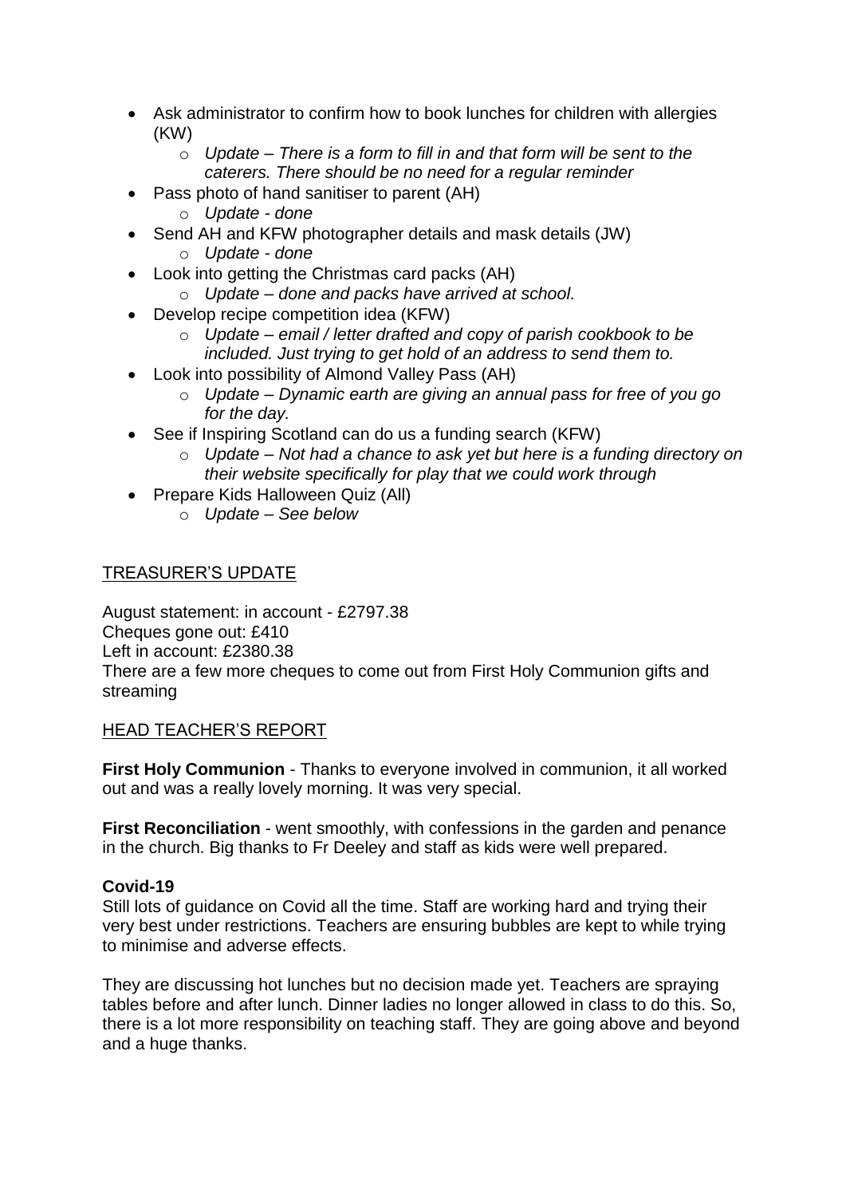- Ask administrator to confirm how to book lunches for children with allergies (KW)
    - *Update – There is a form to fill in and that form will be sent to the caterers. There should be no need for a regular reminder*
- Pass photo of hand sanitiser to parent (AH)
    - *Update - done*
- Send AH and KFW photographer details and mask details (JW)
    - *Update - done*
- Look into getting the Christmas card packs (AH)
    - *Update – done and packs have arrived at school.*
- Develop recipe competition idea (KFW)
    - *Update – email / letter drafted and copy of parish cookbook to be included. Just trying to get hold of an address to send them to.*
- Look into possibility of Almond Valley Pass (AH)
    - *Update – Dynamic earth are giving an annual pass for free of you go for the day.*
- See if Inspiring Scotland can do us a funding search (KFW)
    - *Update – Not had a chance to ask yet but here is a funding directory on their website specifically for play that we could work through*
- Prepare Kids Halloween Quiz (All)
    - *Update – See below*

## TREASURER'S UPDATE

August statement: in account - £2797.38
Cheques gone out: £410
Left in account: £2380.38
There are a few more cheques to come out from First Holy Communion gifts and streaming

## HEAD TEACHER'S REPORT

**First Holy Communion** - Thanks to everyone involved in communion, it all worked out and was a really lovely morning. It was very special.

**First Reconciliation** - went smoothly, with confessions in the garden and penance in the church. Big thanks to Fr Deeley and staff as kids were well prepared.

**Covid-19**

Still lots of guidance on Covid all the time. Staff are working hard and trying their very best under restrictions. Teachers are ensuring bubbles are kept to while trying to minimise and adverse effects.

They are discussing hot lunches but no decision made yet. Teachers are spraying tables before and after lunch. Dinner ladies no longer allowed in class to do this. So, there is a lot more responsibility on teaching staff. They are going above and beyond and a huge thanks.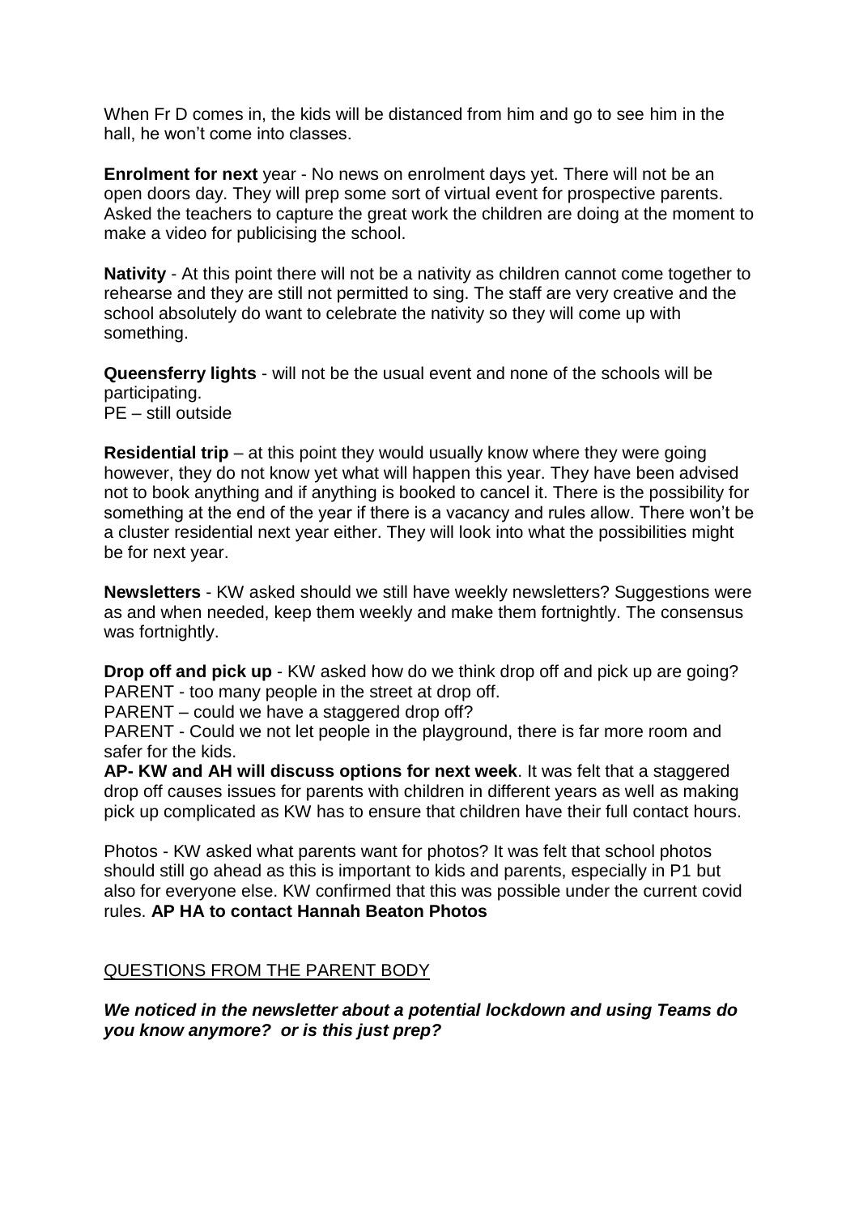When Fr D comes in, the kids will be distanced from him and go to see him in the hall, he won't come into classes.

**Enrolment for next** year - No news on enrolment days yet. There will not be an open doors day. They will prep some sort of virtual event for prospective parents. Asked the teachers to capture the great work the children are doing at the moment to make a video for publicising the school.

**Nativity** - At this point there will not be a nativity as children cannot come together to rehearse and they are still not permitted to sing. The staff are very creative and the school absolutely do want to celebrate the nativity so they will come up with something.

**Queensferry lights** - will not be the usual event and none of the schools will be participating.
PE – still outside

**Residential trip** – at this point they would usually know where they were going however, they do not know yet what will happen this year. They have been advised not to book anything and if anything is booked to cancel it. There is the possibility for something at the end of the year if there is a vacancy and rules allow. There won't be a cluster residential next year either. They will look into what the possibilities might be for next year.

**Newsletters** - KW asked should we still have weekly newsletters? Suggestions were as and when needed, keep them weekly and make them fortnightly. The consensus was fortnightly.

**Drop off and pick up** - KW asked how do we think drop off and pick up are going?
PARENT - too many people in the street at drop off.
PARENT – could we have a staggered drop off?
PARENT - Could we not let people in the playground, there is far more room and safer for the kids.
**AP- KW and AH will discuss options for next week**. It was felt that a staggered drop off causes issues for parents with children in different years as well as making pick up complicated as KW has to ensure that children have their full contact hours.

Photos - KW asked what parents want for photos? It was felt that school photos should still go ahead as this is important to kids and parents, especially in P1 but also for everyone else. KW confirmed that this was possible under the current covid rules. **AP HA to contact Hannah Beaton Photos**

<u>QUESTIONS FROM THE PARENT BODY</u>

***We noticed in the newsletter about a potential lockdown and using Teams do you know anymore? or is this just prep?***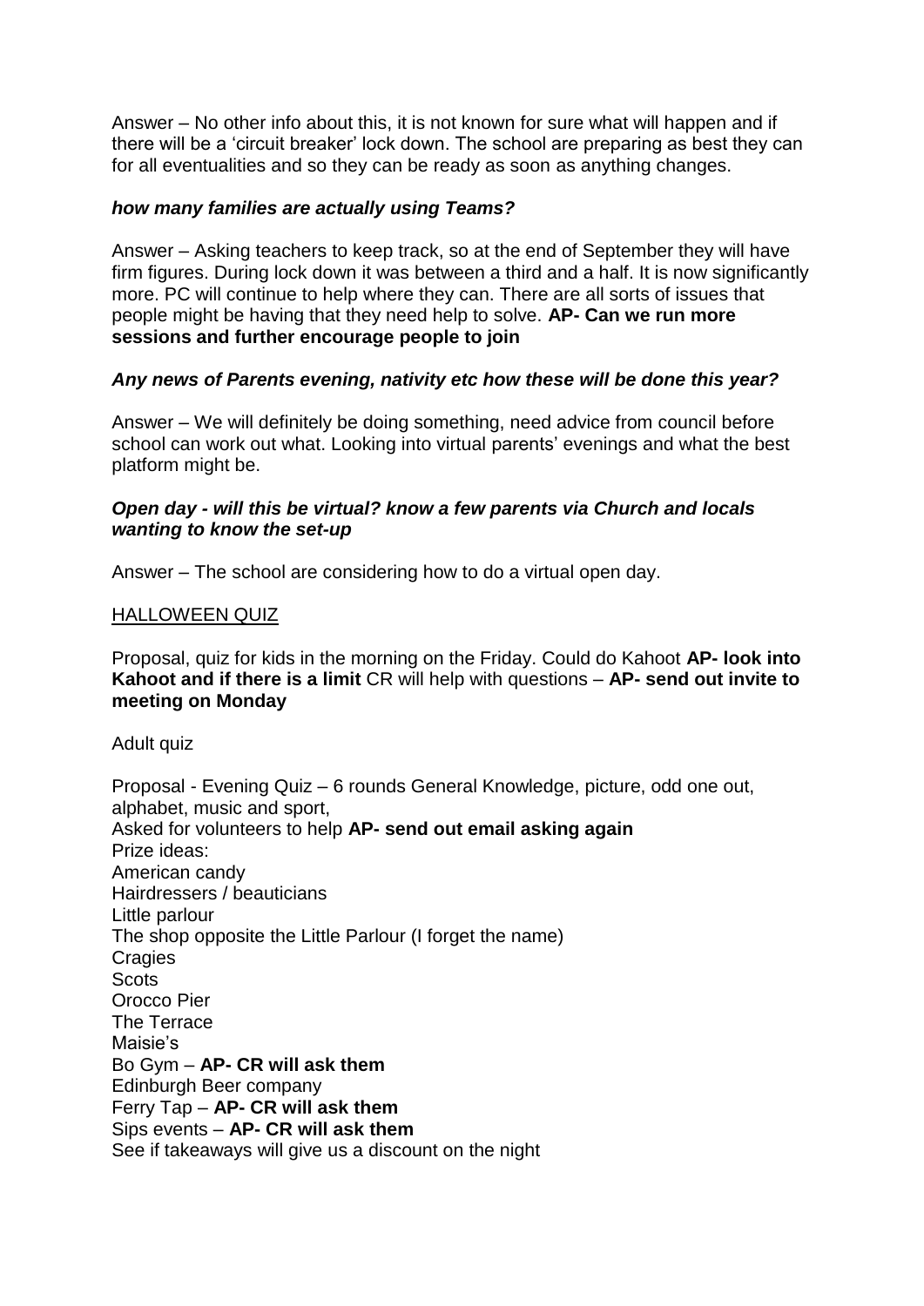Answer – No other info about this, it is not known for sure what will happen and if there will be a 'circuit breaker' lock down. The school are preparing as best they can for all eventualities and so they can be ready as soon as anything changes.

***how many families are actually using Teams?***

Answer – Asking teachers to keep track, so at the end of September they will have firm figures. During lock down it was between a third and a half. It is now significantly more. PC will continue to help where they can. There are all sorts of issues that people might be having that they need help to solve. **AP- Can we run more sessions and further encourage people to join**

***Any news of Parents evening, nativity etc how these will be done this year?***

Answer – We will definitely be doing something, need advice from council before school can work out what. Looking into virtual parents' evenings and what the best platform might be.

***Open day - will this be virtual? know a few parents via Church and locals wanting to know the set-up***

Answer – The school are considering how to do a virtual open day.

<u>HALLOWEEN QUIZ</u>

Proposal, quiz for kids in the morning on the Friday. Could do Kahoot **AP- look into Kahoot and if there is a limit** CR will help with questions – **AP- send out invite to meeting on Monday**

Adult quiz

Proposal - Evening Quiz – 6 rounds General Knowledge, picture, odd one out, alphabet, music and sport,
Asked for volunteers to help **AP- send out email asking again**
Prize ideas:
American candy
Hairdressers / beauticians
Little parlour
The shop opposite the Little Parlour (I forget the name)
Cragies
Scots
Orocco Pier
The Terrace
Maisie's
Bo Gym – **AP- CR will ask them**
Edinburgh Beer company
Ferry Tap – **AP- CR will ask them**
Sips events – **AP- CR will ask them**
See if takeaways will give us a discount on the night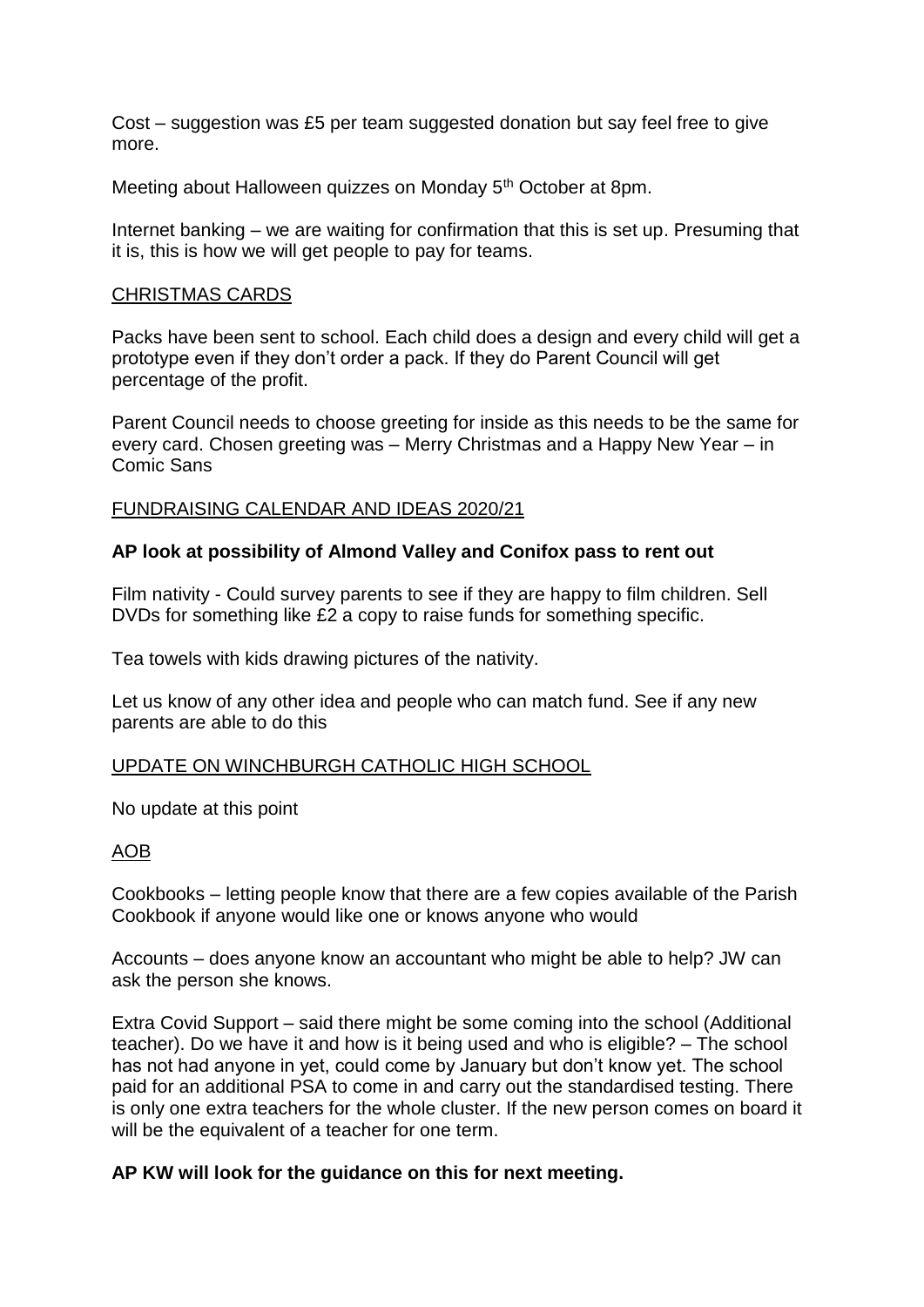Cost – suggestion was £5 per team suggested donation but say feel free to give more.

Meeting about Halloween quizzes on Monday 5th October at 8pm.

Internet banking – we are waiting for confirmation that this is set up. Presuming that it is, this is how we will get people to pay for teams.

<u>CHRISTMAS CARDS</u>

Packs have been sent to school. Each child does a design and every child will get a prototype even if they don't order a pack. If they do Parent Council will get percentage of the profit.

Parent Council needs to choose greeting for inside as this needs to be the same for every card. Chosen greeting was – Merry Christmas and a Happy New Year – in Comic Sans

<u>FUNDRAISING CALENDAR AND IDEAS 2020/21</u>

**AP look at possibility of Almond Valley and Conifox pass to rent out**

Film nativity - Could survey parents to see if they are happy to film children. Sell DVDs for something like £2 a copy to raise funds for something specific.

Tea towels with kids drawing pictures of the nativity.

Let us know of any other idea and people who can match fund. See if any new parents are able to do this

<u>UPDATE ON WINCHBURGH CATHOLIC HIGH SCHOOL</u>

No update at this point

<u>AOB</u>

Cookbooks – letting people know that there are a few copies available of the Parish Cookbook if anyone would like one or knows anyone who would

Accounts – does anyone know an accountant who might be able to help? JW can ask the person she knows.

Extra Covid Support – said there might be some coming into the school (Additional teacher). Do we have it and how is it being used and who is eligible? – The school has not had anyone in yet, could come by January but don't know yet. The school paid for an additional PSA to come in and carry out the standardised testing. There is only one extra teachers for the whole cluster. If the new person comes on board it will be the equivalent of a teacher for one term.

**AP KW will look for the guidance on this for next meeting.**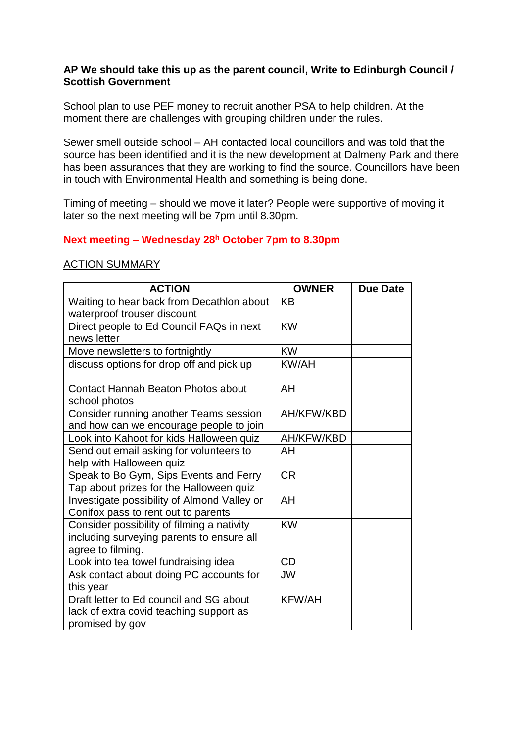**AP We should take this up as the parent council, Write to Edinburgh Council / Scottish Government**

School plan to use PEF money to recruit another PSA to help children. At the moment there are challenges with grouping children under the rules.

Sewer smell outside school – AH contacted local councillors and was told that the source has been identified and it is the new development at Dalmeny Park and there has been assurances that they are working to find the source. Councillors have been in touch with Environmental Health and something is being done.

Timing of meeting – should we move it later? People were supportive of moving it later so the next meeting will be 7pm until 8.30pm.

**Next meeting – Wednesday 28h October 7pm to 8.30pm**

ACTION SUMMARY

| ACTION | OWNER | Due Date |
|---|---|---|
| Waiting to hear back from Decathlon about waterproof trouser discount | KB | |
| Direct people to Ed Council FAQs in next news letter | KW | |
| Move newsletters to fortnightly | KW | |
| discuss options for drop off and pick up | KW/AH | |
| Contact Hannah Beaton Photos about school photos | AH | |
| Consider running another Teams session and how can we encourage people to join | AH/KFW/KBD | |
| Look into Kahoot for kids Halloween quiz | AH/KFW/KBD | |
| Send out email asking for volunteers to help with Halloween quiz | AH | |
| Speak to Bo Gym, Sips Events and Ferry Tap about prizes for the Halloween quiz | CR | |
| Investigate possibility of Almond Valley or Conifox pass to rent out to parents | AH | |
| Consider possibility of filming a nativity including surveying parents to ensure all agree to filming. | KW | |
| Look into tea towel fundraising idea | CD | |
| Ask contact about doing PC accounts for this year | JW | |
| Draft letter to Ed council and SG about lack of extra covid teaching support as promised by gov | KFW/AH | |